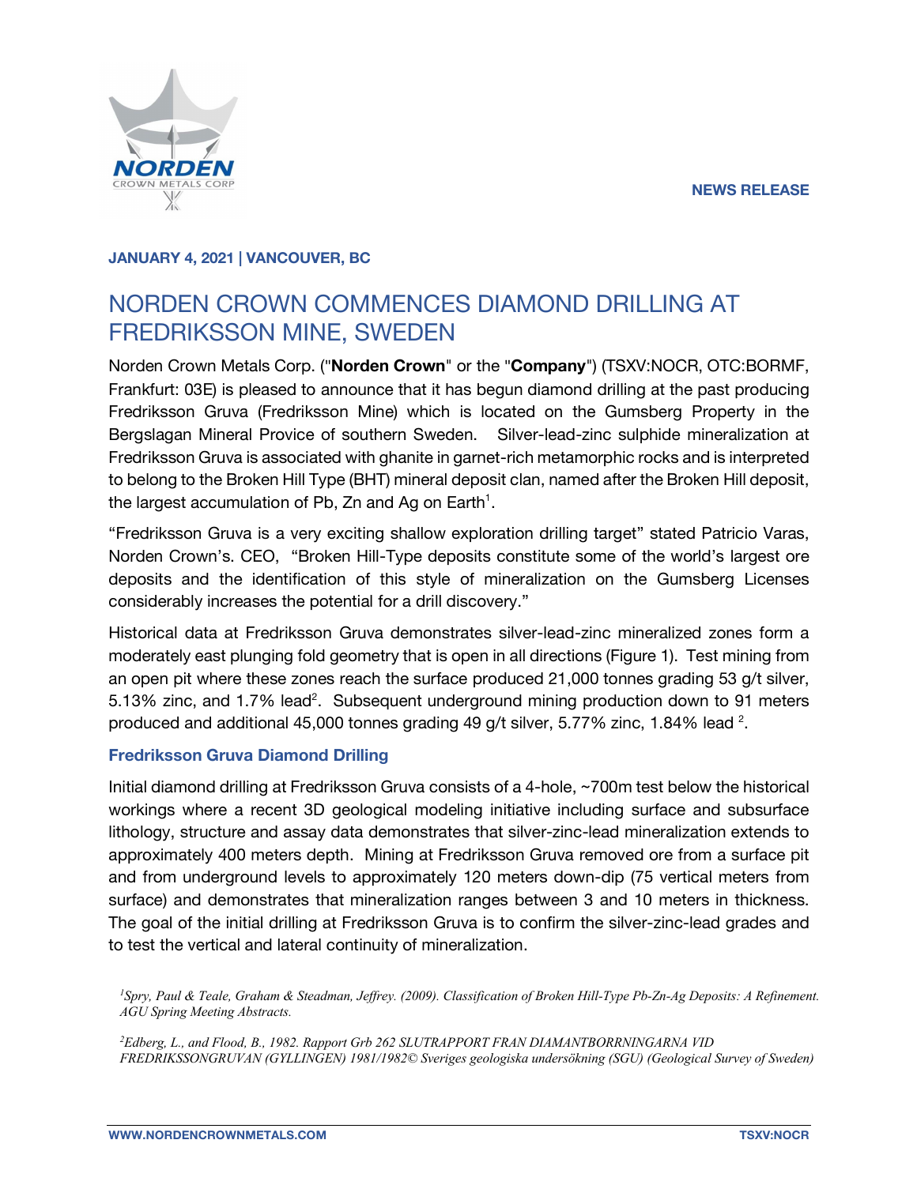**NEWS RELEASE**

**JANUARY 4, 2021 | VANCOUVER, BC**

# NORDEN CROWN COMMENCES DIAMOND DRILLING AT FREDRIKSSON MINE, SWEDEN

Norden Crown Metals Corp. ("**Norden Crown**" or the "**Company**") (TSXV:NOCR, OTC:BORMF, Frankfurt: 03E) is pleased to announce that it has begun diamond drilling at the past producing Fredriksson Gruva (Fredriksson Mine) which is located on the Gumsberg Property in the Bergslagan Mineral Provice of southern Sweden. Silver-lead-zinc sulphide mineralization at Fredriksson Gruva is associated with ghanite in garnet-rich metamorphic rocks and is interpreted to belong to the Broken Hill Type (BHT) mineral deposit clan, named after the Broken Hill deposit, the largest accumulation of Pb, Zn and Ag on Earth[1].

"Fredriksson Gruva is a very exciting shallow exploration drilling target" stated Patricio Varas, Norden Crown's. CEO, "Broken Hill-Type deposits constitute some of the world's largest ore deposits and the identification of this style of mineralization on the Gumsberg Licenses considerably increases the potential for a drill discovery."

Historical data at Fredriksson Gruva demonstrates silver-lead-zinc mineralized zones form a moderately east plunging fold geometry that is open in all directions (Figure 1). Test mining from an open pit where these zones reach the surface produced 21,000 tonnes grading 53 g/t silver, 5.13% zinc, and 1.7% lead[2]. Subsequent underground mining production down to 91 meters produced and additional 45,000 tonnes grading 49 g/t silver, 5.77% zinc, 1.84% lead [2].

## Fredriksson Gruva Diamond Drilling

Initial diamond drilling at Fredriksson Gruva consists of a 4-hole, ~700m test below the historical workings where a recent 3D geological modeling initiative including surface and subsurface lithology, structure and assay data demonstrates that silver-zinc-lead mineralization extends to approximately 400 meters depth. Mining at Fredriksson Gruva removed ore from a surface pit and from underground levels to approximately 120 meters down-dip (75 vertical meters from surface) and demonstrates that mineralization ranges between 3 and 10 meters in thickness. The goal of the initial drilling at Fredriksson Gruva is to confirm the silver-zinc-lead grades and to test the vertical and lateral continuity of mineralization.

[1] *Spry, Paul & Teale, Graham & Steadman, Jeffrey. (2009). Classification of Broken Hill-Type Pb-Zn-Ag Deposits: A Refinement. AGU Spring Meeting Abstracts.*

[2] *Edberg, L., and Flood, B., 1982. Rapport Grb 262 SLUTRAPPORT FRAN DIAMANTBORRNINGARNA VID FREDRIKSSONGRUVAN (GYLLINGEN) 1981/1982© Sveriges geologiska undersökning (SGU) (Geological Survey of Sweden)*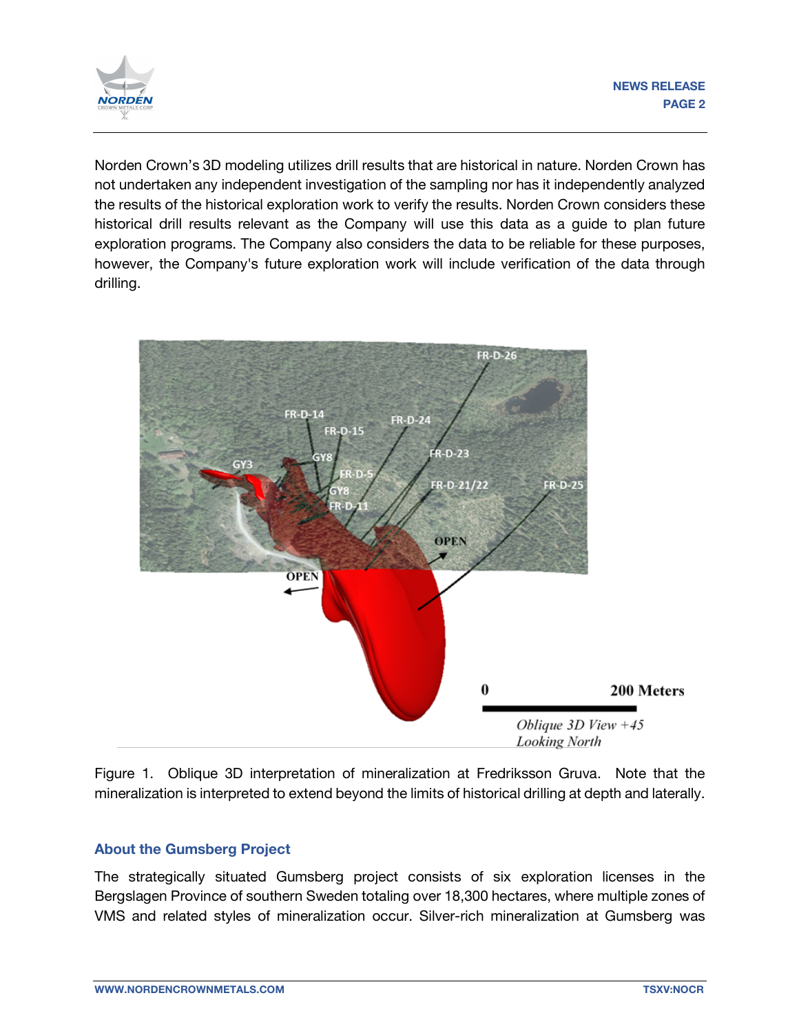Norden Crown's 3D modeling utilizes drill results that are historical in nature. Norden Crown has not undertaken any independent investigation of the sampling nor has it independently analyzed the results of the historical exploration work to verify the results. Norden Crown considers these historical drill results relevant as the Company will use this data as a guide to plan future exploration programs. The Company also considers the data to be reliable for these purposes, however, the Company's future exploration work will include verification of the data through drilling.

Figure 1. Oblique 3D interpretation of mineralization at Fredriksson Gruva. Note that the mineralization is interpreted to extend beyond the limits of historical drilling at depth and laterally.

### About the Gumsberg Project

The strategically situated Gumsberg project consists of six exploration licenses in the Bergslagen Province of southern Sweden totaling over 18,300 hectares, where multiple zones of VMS and related styles of mineralization occur. Silver-rich mineralization at Gumsberg was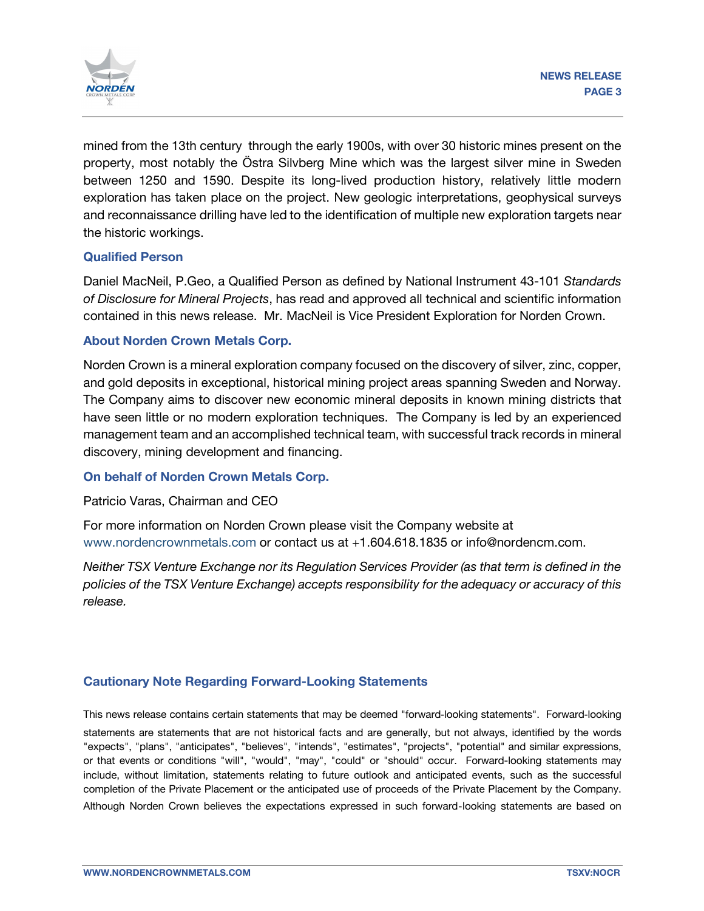mined from the 13th century through the early 1900s, with over 30 historic mines present on the property, most notably the Östra Silvberg Mine which was the largest silver mine in Sweden between 1250 and 1590. Despite its long-lived production history, relatively little modern exploration has taken place on the project. New geologic interpretations, geophysical surveys and reconnaissance drilling have led to the identification of multiple new exploration targets near the historic workings.

### Qualified Person

Daniel MacNeil, P.Geo, a Qualified Person as defined by National Instrument 43-101 *Standards of Disclosure for Mineral Projects*, has read and approved all technical and scientific information contained in this news release. Mr. MacNeil is Vice President Exploration for Norden Crown.

### About Norden Crown Metals Corp.

Norden Crown is a mineral exploration company focused on the discovery of silver, zinc, copper, and gold deposits in exceptional, historical mining project areas spanning Sweden and Norway. The Company aims to discover new economic mineral deposits in known mining districts that have seen little or no modern exploration techniques. The Company is led by an experienced management team and an accomplished technical team, with successful track records in mineral discovery, mining development and financing.

### On behalf of Norden Crown Metals Corp.

Patricio Varas, Chairman and CEO

For more information on Norden Crown please visit the Company website at www.nordencrownmetals.com or contact us at +1.604.618.1835 or info@nordencm.com.

*Neither TSX Venture Exchange nor its Regulation Services Provider (as that term is defined in the policies of the TSX Venture Exchange) accepts responsibility for the adequacy or accuracy of this release.*

### Cautionary Note Regarding Forward-Looking Statements

This news release contains certain statements that may be deemed "forward-looking statements". Forward-looking statements are statements that are not historical facts and are generally, but not always, identified by the words "expects", "plans", "anticipates", "believes", "intends", "estimates", "projects", "potential" and similar expressions, or that events or conditions "will", "would", "may", "could" or "should" occur. Forward-looking statements may include, without limitation, statements relating to future outlook and anticipated events, such as the successful completion of the Private Placement or the anticipated use of proceeds of the Private Placement by the Company. Although Norden Crown believes the expectations expressed in such forward-looking statements are based on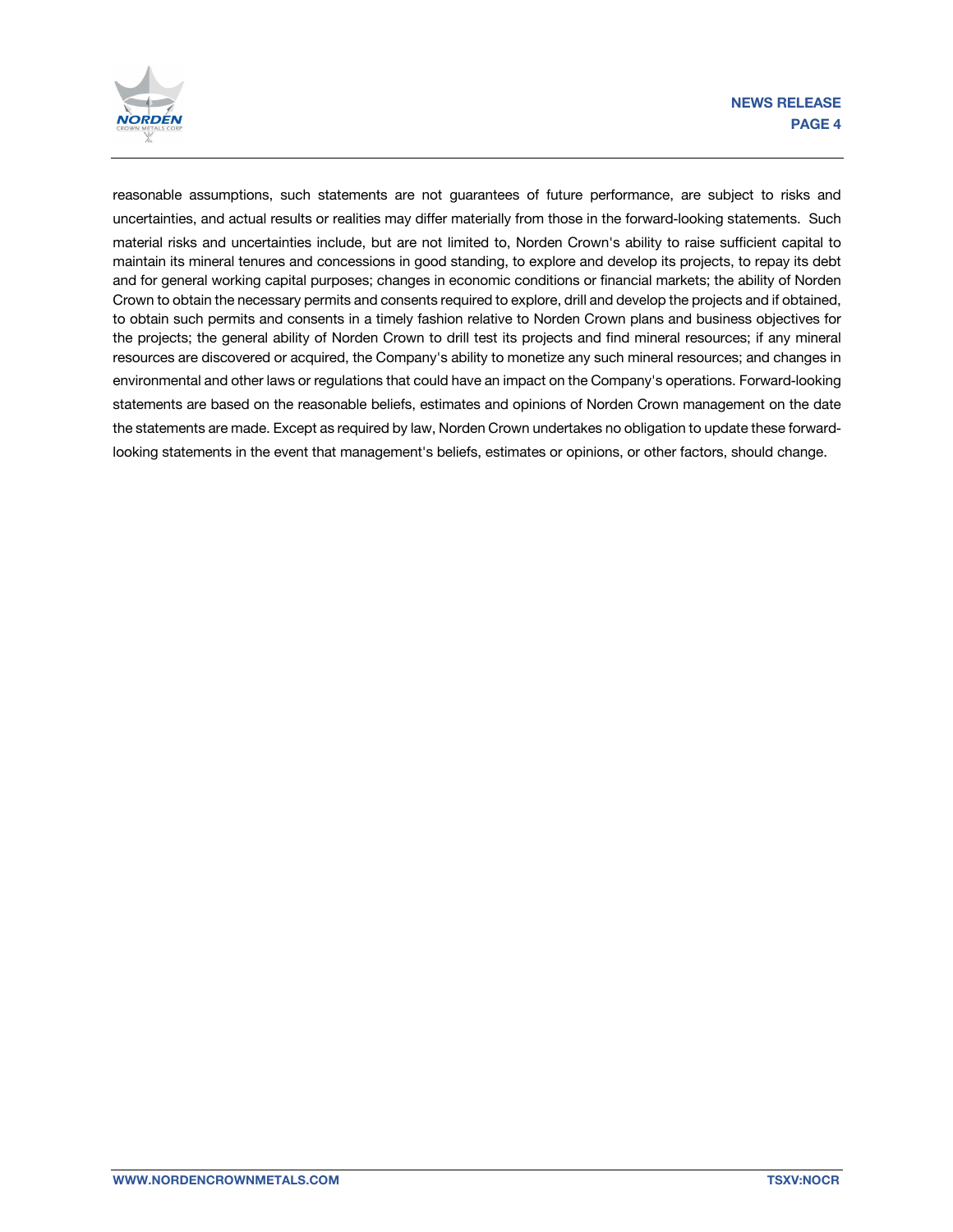reasonable assumptions, such statements are not guarantees of future performance, are subject to risks and uncertainties, and actual results or realities may differ materially from those in the forward-looking statements. Such material risks and uncertainties include, but are not limited to, Norden Crown's ability to raise sufficient capital to maintain its mineral tenures and concessions in good standing, to explore and develop its projects, to repay its debt and for general working capital purposes; changes in economic conditions or financial markets; the ability of Norden Crown to obtain the necessary permits and consents required to explore, drill and develop the projects and if obtained, to obtain such permits and consents in a timely fashion relative to Norden Crown plans and business objectives for the projects; the general ability of Norden Crown to drill test its projects and find mineral resources; if any mineral resources are discovered or acquired, the Company's ability to monetize any such mineral resources; and changes in environmental and other laws or regulations that could have an impact on the Company's operations. Forward-looking statements are based on the reasonable beliefs, estimates and opinions of Norden Crown management on the date the statements are made. Except as required by law, Norden Crown undertakes no obligation to update these forward-looking statements in the event that management's beliefs, estimates or opinions, or other factors, should change.